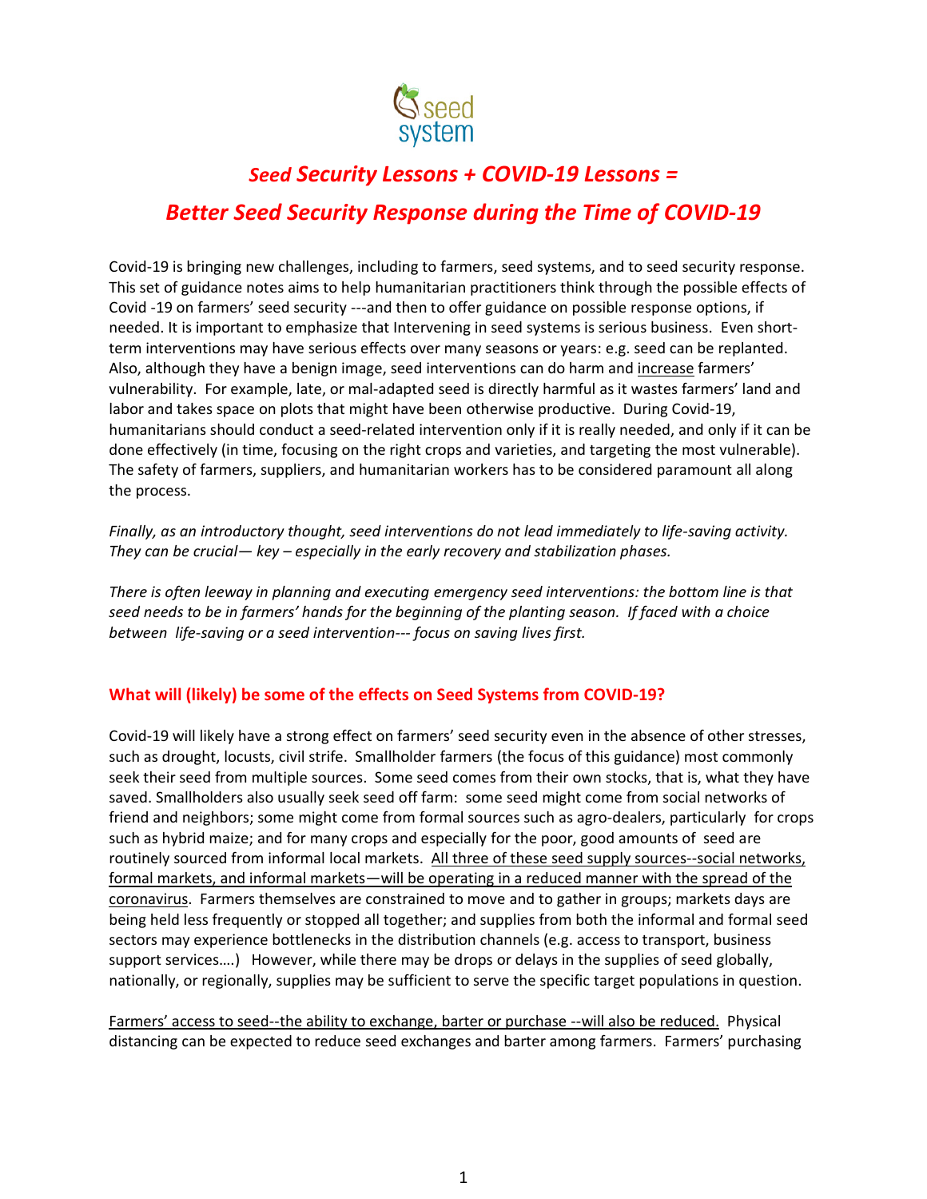# *Seed Security Lessons + COVID-19 Lessons =*
# *Better Seed Security Response during the Time of COVID-19*

Covid-19 is bringing new challenges, including to farmers, seed systems, and to seed security response. This set of guidance notes aims to help humanitarian practitioners think through the possible effects of Covid -19 on farmers' seed security ---and then to offer guidance on possible response options, if needed. It is important to emphasize that Intervening in seed systems is serious business. Even short-term interventions may have serious effects over many seasons or years: e.g. seed can be replanted. Also, although they have a benign image, seed interventions can do harm and increase farmers' vulnerability. For example, late, or mal-adapted seed is directly harmful as it wastes farmers' land and labor and takes space on plots that might have been otherwise productive. During Covid-19, humanitarians should conduct a seed-related intervention only if it is really needed, and only if it can be done effectively (in time, focusing on the right crops and varieties, and targeting the most vulnerable). The safety of farmers, suppliers, and humanitarian workers has to be considered paramount all along the process.

*Finally, as an introductory thought, seed interventions do not lead immediately to life-saving activity. They can be crucial— key – especially in the early recovery and stabilization phases.*

*There is often leeway in planning and executing emergency seed interventions: the bottom line is that seed needs to be in farmers' hands for the beginning of the planting season. If faced with a choice between life-saving or a seed intervention--- focus on saving lives first.*

## What will (likely) be some of the effects on Seed Systems from COVID-19?

Covid-19 will likely have a strong effect on farmers' seed security even in the absence of other stresses, such as drought, locusts, civil strife. Smallholder farmers (the focus of this guidance) most commonly seek their seed from multiple sources. Some seed comes from their own stocks, that is, what they have saved. Smallholders also usually seek seed off farm: some seed might come from social networks of friend and neighbors; some might come from formal sources such as agro-dealers, particularly for crops such as hybrid maize; and for many crops and especially for the poor, good amounts of seed are routinely sourced from informal local markets. All three of these seed supply sources--social networks, formal markets, and informal markets—will be operating in a reduced manner with the spread of the coronavirus. Farmers themselves are constrained to move and to gather in groups; markets days are being held less frequently or stopped all together; and supplies from both the informal and formal seed sectors may experience bottlenecks in the distribution channels (e.g. access to transport, business support services….) However, while there may be drops or delays in the supplies of seed globally, nationally, or regionally, supplies may be sufficient to serve the specific target populations in question.

Farmers' access to seed--the ability to exchange, barter or purchase --will also be reduced. Physical distancing can be expected to reduce seed exchanges and barter among farmers. Farmers' purchasing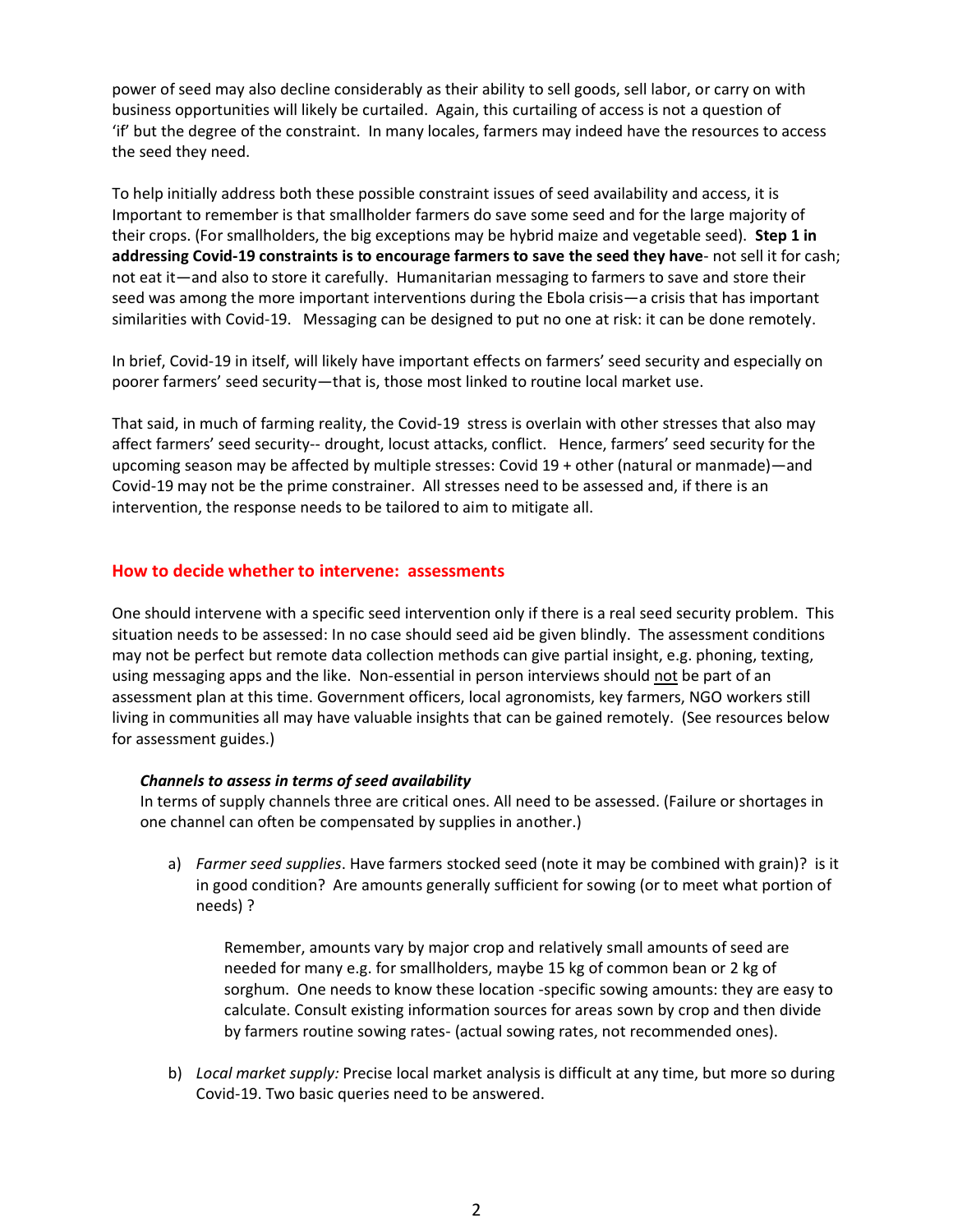power of seed may also decline considerably as their ability to sell goods, sell labor, or carry on with business opportunities will likely be curtailed. Again, this curtailing of access is not a question of 'if' but the degree of the constraint. In many locales, farmers may indeed have the resources to access the seed they need.

To help initially address both these possible constraint issues of seed availability and access, it is Important to remember is that smallholder farmers do save some seed and for the large majority of their crops. (For smallholders, the big exceptions may be hybrid maize and vegetable seed). **Step 1 in addressing Covid-19 constraints is to encourage farmers to save the seed they have**- not sell it for cash; not eat it—and also to store it carefully. Humanitarian messaging to farmers to save and store their seed was among the more important interventions during the Ebola crisis—a crisis that has important similarities with Covid-19. Messaging can be designed to put no one at risk: it can be done remotely.

In brief, Covid-19 in itself, will likely have important effects on farmers' seed security and especially on poorer farmers' seed security—that is, those most linked to routine local market use.

That said, in much of farming reality, the Covid-19 stress is overlain with other stresses that also may affect farmers' seed security-- drought, locust attacks, conflict. Hence, farmers' seed security for the upcoming season may be affected by multiple stresses: Covid 19 + other (natural or manmade)—and Covid-19 may not be the prime constrainer. All stresses need to be assessed and, if there is an intervention, the response needs to be tailored to aim to mitigate all.

## How to decide whether to intervene: assessments

One should intervene with a specific seed intervention only if there is a real seed security problem. This situation needs to be assessed: In no case should seed aid be given blindly. The assessment conditions may not be perfect but remote data collection methods can give partial insight, e.g. phoning, texting, using messaging apps and the like. Non-essential in person interviews should <u>not</u> be part of an assessment plan at this time. Government officers, local agronomists, key farmers, NGO workers still living in communities all may have valuable insights that can be gained remotely. (See resources below for assessment guides.)

***Channels to assess in terms of seed availability***

In terms of supply channels three are critical ones. All need to be assessed. (Failure or shortages in one channel can often be compensated by supplies in another.)

a) *Farmer seed supplies*. Have farmers stocked seed (note it may be combined with grain)? is it in good condition? Are amounts generally sufficient for sowing (or to meet what portion of needs) ?

    Remember, amounts vary by major crop and relatively small amounts of seed are needed for many e.g. for smallholders, maybe 15 kg of common bean or 2 kg of sorghum. One needs to know these location -specific sowing amounts: they are easy to calculate. Consult existing information sources for areas sown by crop and then divide by farmers routine sowing rates- (actual sowing rates, not recommended ones).

b) *Local market supply:* Precise local market analysis is difficult at any time, but more so during Covid-19. Two basic queries need to be answered.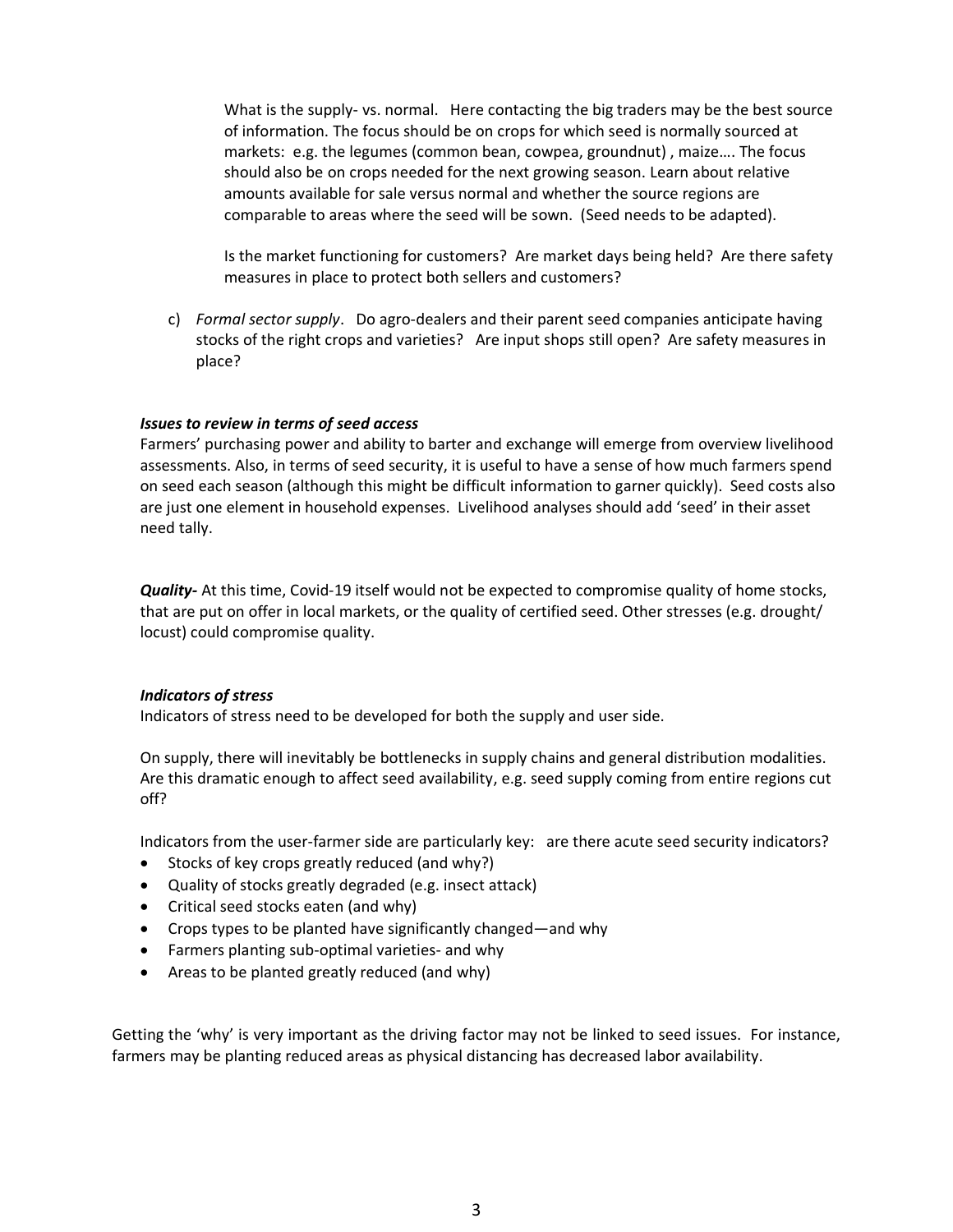What is the supply- vs. normal. Here contacting the big traders may be the best source of information. The focus should be on crops for which seed is normally sourced at markets: e.g. the legumes (common bean, cowpea, groundnut) , maize…. The focus should also be on crops needed for the next growing season. Learn about relative amounts available for sale versus normal and whether the source regions are comparable to areas where the seed will be sown. (Seed needs to be adapted).

Is the market functioning for customers? Are market days being held? Are there safety measures in place to protect both sellers and customers?

c) *Formal sector supply*. Do agro-dealers and their parent seed companies anticipate having stocks of the right crops and varieties? Are input shops still open? Are safety measures in place?

***Issues to review in terms of seed access***

Farmers' purchasing power and ability to barter and exchange will emerge from overview livelihood assessments. Also, in terms of seed security, it is useful to have a sense of how much farmers spend on seed each season (although this might be difficult information to garner quickly). Seed costs also are just one element in household expenses. Livelihood analyses should add 'seed' in their asset need tally.

***Quality-*** At this time, Covid-19 itself would not be expected to compromise quality of home stocks, that are put on offer in local markets, or the quality of certified seed. Other stresses (e.g. drought/ locust) could compromise quality.

***Indicators of stress***

Indicators of stress need to be developed for both the supply and user side.

On supply, there will inevitably be bottlenecks in supply chains and general distribution modalities. Are this dramatic enough to affect seed availability, e.g. seed supply coming from entire regions cut off?

Indicators from the user-farmer side are particularly key: are there acute seed security indicators?

- Stocks of key crops greatly reduced (and why?)
- Quality of stocks greatly degraded (e.g. insect attack)
- Critical seed stocks eaten (and why)
- Crops types to be planted have significantly changed—and why
- Farmers planting sub-optimal varieties- and why
- Areas to be planted greatly reduced (and why)

Getting the 'why' is very important as the driving factor may not be linked to seed issues. For instance, farmers may be planting reduced areas as physical distancing has decreased labor availability.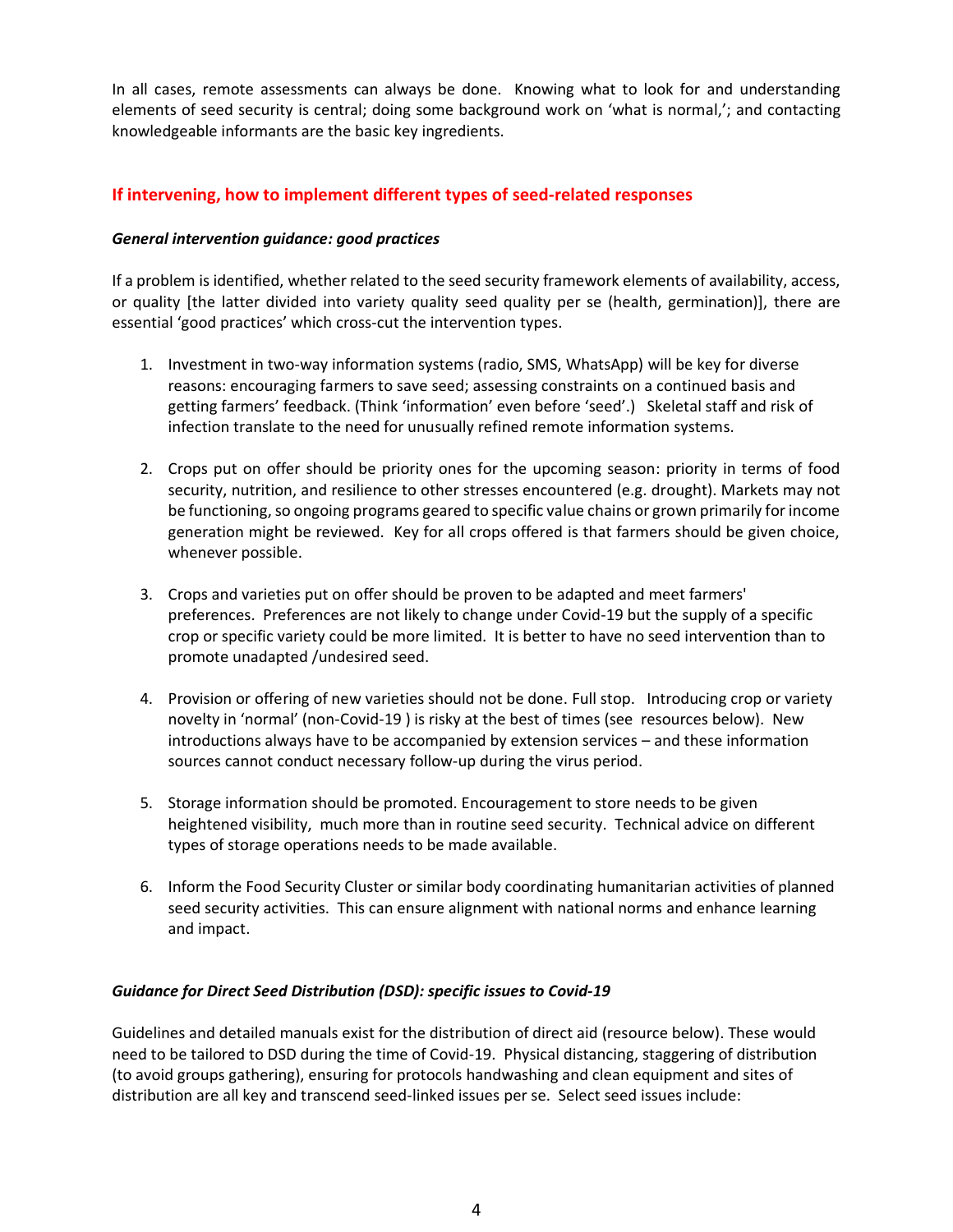In all cases, remote assessments can always be done. Knowing what to look for and understanding elements of seed security is central; doing some background work on 'what is normal,'; and contacting knowledgeable informants are the basic key ingredients.

## If intervening, how to implement different types of seed-related responses

### *General intervention guidance: good practices*

If a problem is identified, whether related to the seed security framework elements of availability, access, or quality [the latter divided into variety quality seed quality per se (health, germination)], there are essential 'good practices' which cross-cut the intervention types.

1. Investment in two-way information systems (radio, SMS, WhatsApp) will be key for diverse reasons: encouraging farmers to save seed; assessing constraints on a continued basis and getting farmers' feedback. (Think 'information' even before 'seed'.) Skeletal staff and risk of infection translate to the need for unusually refined remote information systems.

2. Crops put on offer should be priority ones for the upcoming season: priority in terms of food security, nutrition, and resilience to other stresses encountered (e.g. drought). Markets may not be functioning, so ongoing programs geared to specific value chains or grown primarily for income generation might be reviewed. Key for all crops offered is that farmers should be given choice, whenever possible.

3. Crops and varieties put on offer should be proven to be adapted and meet farmers' preferences. Preferences are not likely to change under Covid-19 but the supply of a specific crop or specific variety could be more limited. It is better to have no seed intervention than to promote unadapted /undesired seed.

4. Provision or offering of new varieties should not be done. Full stop. Introducing crop or variety novelty in 'normal' (non-Covid-19 ) is risky at the best of times (see resources below). New introductions always have to be accompanied by extension services – and these information sources cannot conduct necessary follow-up during the virus period.

5. Storage information should be promoted. Encouragement to store needs to be given heightened visibility, much more than in routine seed security. Technical advice on different types of storage operations needs to be made available.

6. Inform the Food Security Cluster or similar body coordinating humanitarian activities of planned seed security activities. This can ensure alignment with national norms and enhance learning and impact.

### *Guidance for Direct Seed Distribution (DSD): specific issues to Covid-19*

Guidelines and detailed manuals exist for the distribution of direct aid (resource below). These would need to be tailored to DSD during the time of Covid-19. Physical distancing, staggering of distribution (to avoid groups gathering), ensuring for protocols handwashing and clean equipment and sites of distribution are all key and transcend seed-linked issues per se. Select seed issues include: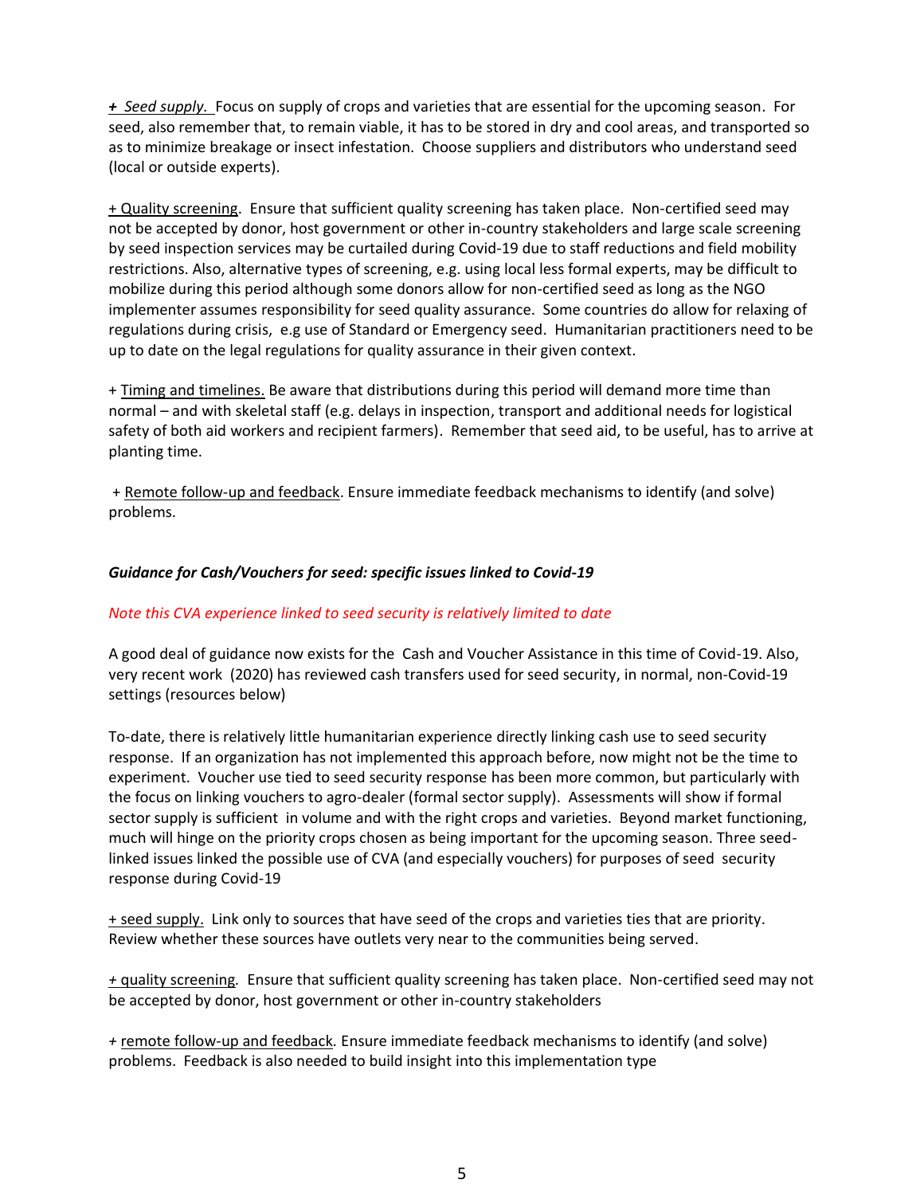+ *Seed supply.* Focus on supply of crops and varieties that are essential for the upcoming season. For seed, also remember that, to remain viable, it has to be stored in dry and cool areas, and transported so as to minimize breakage or insect infestation. Choose suppliers and distributors who understand seed (local or outside experts).

+ Quality screening. Ensure that sufficient quality screening has taken place. Non-certified seed may not be accepted by donor, host government or other in-country stakeholders and large scale screening by seed inspection services may be curtailed during Covid-19 due to staff reductions and field mobility restrictions. Also, alternative types of screening, e.g. using local less formal experts, may be difficult to mobilize during this period although some donors allow for non-certified seed as long as the NGO implementer assumes responsibility for seed quality assurance. Some countries do allow for relaxing of regulations during crisis, e.g use of Standard or Emergency seed. Humanitarian practitioners need to be up to date on the legal regulations for quality assurance in their given context.

+ Timing and timelines. Be aware that distributions during this period will demand more time than normal – and with skeletal staff (e.g. delays in inspection, transport and additional needs for logistical safety of both aid workers and recipient farmers). Remember that seed aid, to be useful, has to arrive at planting time.

+ Remote follow-up and feedback. Ensure immediate feedback mechanisms to identify (and solve) problems.

### *Guidance for Cash/Vouchers for seed: specific issues linked to Covid-19*

*Note this CVA experience linked to seed security is relatively limited to date*

A good deal of guidance now exists for the Cash and Voucher Assistance in this time of Covid-19. Also, very recent work (2020) has reviewed cash transfers used for seed security, in normal, non-Covid-19 settings (resources below)

To-date, there is relatively little humanitarian experience directly linking cash use to seed security response. If an organization has not implemented this approach before, now might not be the time to experiment. Voucher use tied to seed security response has been more common, but particularly with the focus on linking vouchers to agro-dealer (formal sector supply). Assessments will show if formal sector supply is sufficient in volume and with the right crops and varieties. Beyond market functioning, much will hinge on the priority crops chosen as being important for the upcoming season. Three seed-linked issues linked the possible use of CVA (and especially vouchers) for purposes of seed security response during Covid-19

+ seed supply. Link only to sources that have seed of the crops and varieties ties that are priority. Review whether these sources have outlets very near to the communities being served.

+ *quality screening.* Ensure that sufficient quality screening has taken place. Non-certified seed may not be accepted by donor, host government or other in-country stakeholders

+ *remote follow-up and feedback.* Ensure immediate feedback mechanisms to identify (and solve) problems. Feedback is also needed to build insight into this implementation type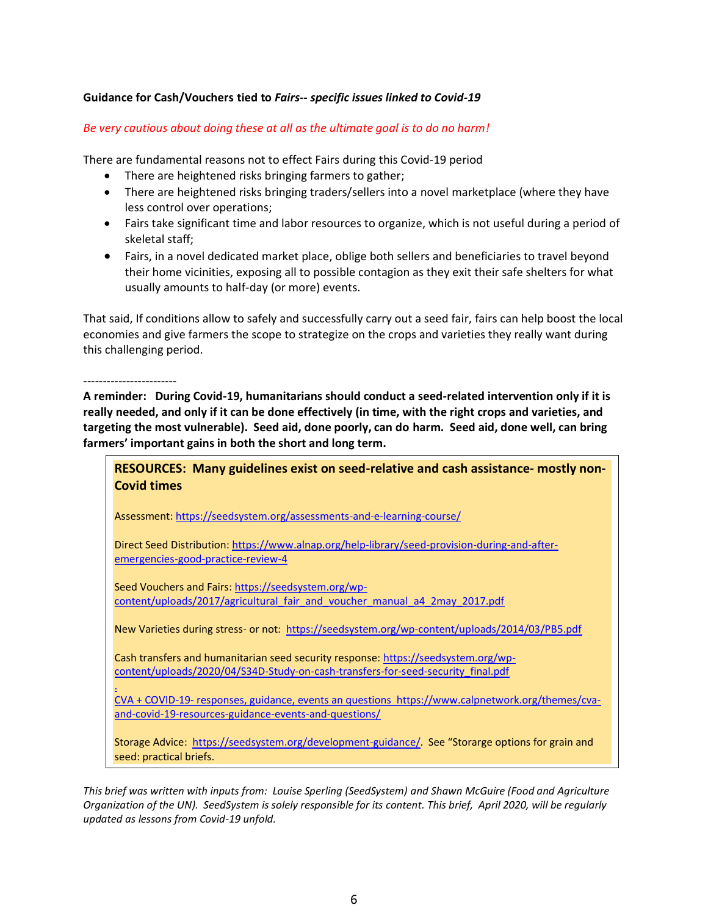**Guidance for Cash/Vouchers tied to *Fairs-- specific issues linked to Covid-19***

*Be very cautious about doing these at all as the ultimate goal is to do no harm!*

There are fundamental reasons not to effect Fairs during this Covid-19 period

- There are heightened risks bringing farmers to gather;
- There are heightened risks bringing traders/sellers into a novel marketplace (where they have less control over operations;
- Fairs take significant time and labor resources to organize, which is not useful during a period of skeletal staff;
- Fairs, in a novel dedicated market place, oblige both sellers and beneficiaries to travel beyond their home vicinities, exposing all to possible contagion as they exit their safe shelters for what usually amounts to half-day (or more) events.

That said, If conditions allow to safely and successfully carry out a seed fair, fairs can help boost the local economies and give farmers the scope to strategize on the crops and varieties they really want during this challenging period.

------------------------

**A reminder: During Covid-19, humanitarians should conduct a seed-related intervention only if it is really needed, and only if it can be done effectively (in time, with the right crops and varieties, and targeting the most vulnerable). Seed aid, done poorly, can do harm. Seed aid, done well, can bring farmers' important gains in both the short and long term.**

**RESOURCES: Many guidelines exist on seed-relative and cash assistance- mostly non-Covid times**

Assessment: https://seedsystem.org/assessments-and-e-learning-course/

Direct Seed Distribution: https://www.alnap.org/help-library/seed-provision-during-and-after-emergencies-good-practice-review-4

Seed Vouchers and Fairs: https://seedsystem.org/wp-content/uploads/2017/agricultural_fair_and_voucher_manual_a4_2may_2017.pdf

New Varieties during stress- or not: https://seedsystem.org/wp-content/uploads/2014/03/PB5.pdf

Cash transfers and humanitarian seed security response: https://seedsystem.org/wp-content/uploads/2020/04/S34D-Study-on-cash-transfers-for-seed-security_final.pdf

CVA + COVID-19- responses, guidance, events an questions https://www.calpnetwork.org/themes/cva-and-covid-19-resources-guidance-events-and-questions/

Storage Advice: https://seedsystem.org/development-guidance/. See "Storarge options for grain and seed: practical briefs.

*This brief was written with inputs from: Louise Sperling (SeedSystem) and Shawn McGuire (Food and Agriculture Organization of the UN). SeedSystem is solely responsible for its content. This brief, April 2020, will be regularly updated as lessons from Covid-19 unfold.*